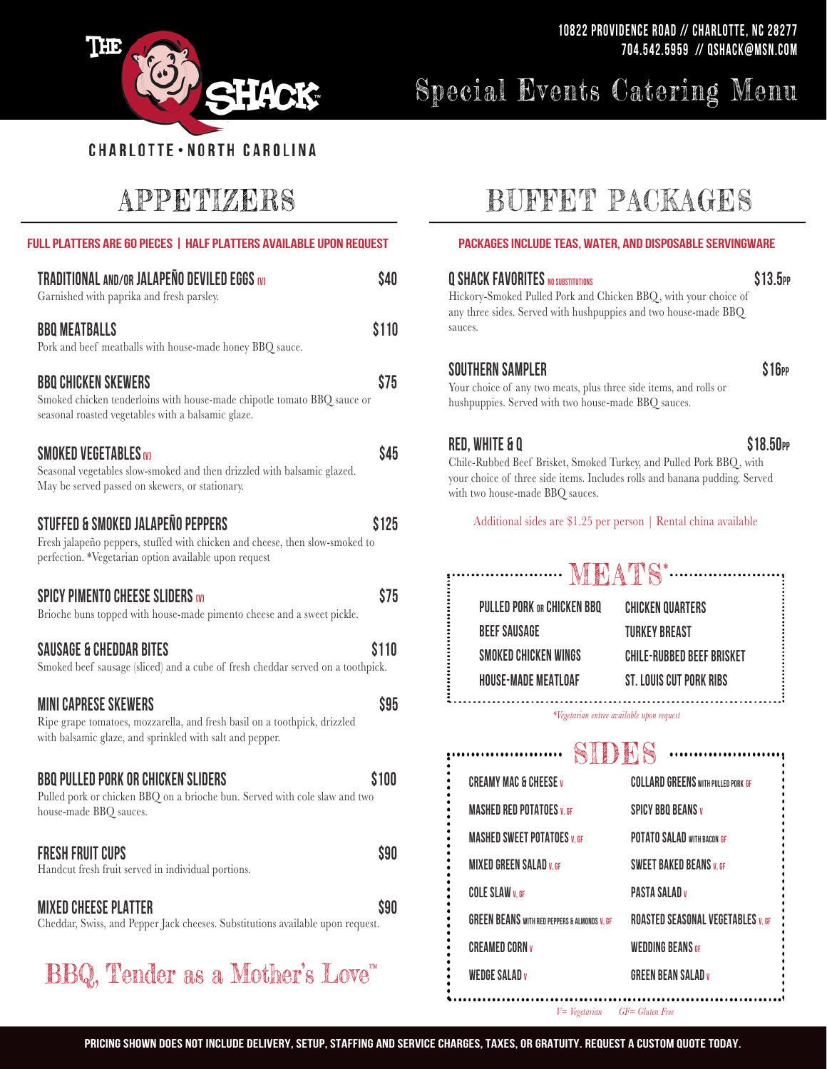10822 PROVIDENCE ROAD // CHARLOTTE, NC 28277
704.542.5959 // QSHACK@MSN.COM

# Special Events Catering Menu

THE Q SHACK
CHARLOTTE • NORTH CAROLINA

## APPETIZERS

**FULL PLATTERS ARE 60 PIECES | HALF PLATTERS AVAILABLE UPON REQUEST**

### TRADITIONAL AND/OR JALAPEÑO DEVILED EGGS (V) — $40
Garnished with paprika and fresh parsley.

### BBQ MEATBALLS — $110
Pork and beef meatballs with house-made honey BBQ sauce.

### BBQ CHICKEN SKEWERS — $75
Smoked chicken tenderloins with house-made chipotle tomato BBQ sauce or seasonal roasted vegetables with a balsamic glaze.

### SMOKED VEGETABLES (V) — $45
Seasonal vegetables slow-smoked and then drizzled with balsamic glazed. May be served passed on skewers, or stationary.

### STUFFED & SMOKED JALAPEÑO PEPPERS — $125
Fresh jalapeño peppers, stuffed with chicken and cheese, then slow-smoked to perfection. *Vegetarian option available upon request

### SPICY PIMENTO CHEESE SLIDERS (V) — $75
Brioche buns topped with house-made pimento cheese and a sweet pickle.

### SAUSAGE & CHEDDAR BITES — $110
Smoked beef sausage (sliced) and a cube of fresh cheddar served on a toothpick.

### MINI CAPRESE SKEWERS — $95
Ripe grape tomatoes, mozzarella, and fresh basil on a toothpick, drizzled with balsamic glaze, and sprinkled with salt and pepper.

### BBQ PULLED PORK OR CHICKEN SLIDERS — $100
Pulled pork or chicken BBQ on a brioche bun. Served with cole slaw and two house-made BBQ sauces.

### FRESH FRUIT CUPS — $90
Handcut fresh fruit served in individual portions.

### MIXED CHEESE PLATTER — $90
Cheddar, Swiss, and Pepper Jack cheeses. Substitutions available upon request.

*BBQ, Tender as a Mother's Love™*

## BUFFET PACKAGES

**PACKAGES INCLUDE TEAS, WATER, AND DISPOSABLE SERVINGWARE**

### Q SHACK FAVORITES NO SUBSTITUTIONS — $13.5PP
Hickory-Smoked Pulled Pork and Chicken BBQ, with your choice of any three sides. Served with hushpuppies and two house-made BBQ sauces.

### SOUTHERN SAMPLER — $16PP
Your choice of any two meats, plus three side items, and rolls or hushpuppies. Served with two house-made BBQ sauces.

### RED, WHITE & Q — $18.50PP
Chile-Rubbed Beef Brisket, Smoked Turkey, and Pulled Pork BBQ, with your choice of three side items. Includes rolls and banana pudding. Served with two house-made BBQ sauces.

Additional sides are $1.25 per person | Rental china available

### MEATS*

| | |
|---|---|
| PULLED PORK OR CHICKEN BBQ | CHICKEN QUARTERS |
| BEEF SAUSAGE | TURKEY BREAST |
| SMOKED CHICKEN WINGS | CHILE-RUBBED BEEF BRISKET |
| HOUSE-MADE MEATLOAF | ST. LOUIS CUT PORK RIBS |

*\*Vegetarian entree available upon request*

### SIDES

| | |
|---|---|
| CREAMY MAC & CHEESE V | COLLARD GREENS WITH PULLED PORK GF |
| MASHED RED POTATOES V, GF | SPICY BBQ BEANS V |
| MASHED SWEET POTATOES V, GF | POTATO SALAD WITH BACON GF |
| MIXED GREEN SALAD V, GF | SWEET BAKED BEANS V, GF |
| COLE SLAW V, GF | PASTA SALAD V |
| GREEN BEANS WITH RED PEPPERS & ALMONDS V, GF | ROASTED SEASONAL VEGETABLES V, GF |
| CREAMED CORN V | WEDDING BEANS GF |
| WEDGE SALAD V | GREEN BEAN SALAD V |

*V= Vegetarian GF= Gluten Free*

**PRICING SHOWN DOES NOT INCLUDE DELIVERY, SETUP, STAFFING AND SERVICE CHARGES, TAXES, OR GRATUITY. REQUEST A CUSTOM QUOTE TODAY.**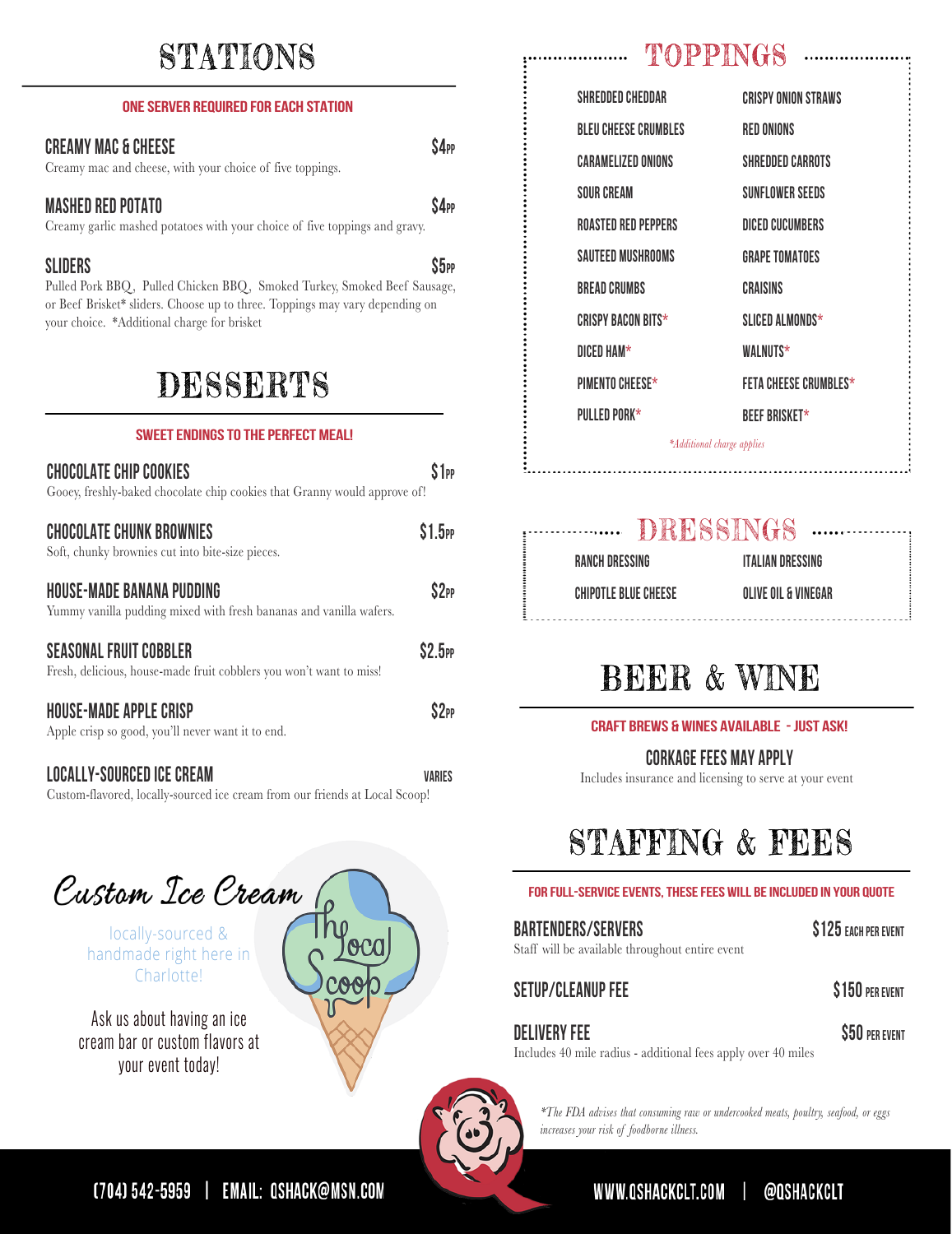# STATIONS

**ONE SERVER REQUIRED FOR EACH STATION**

### CREAMY MAC & CHEESE — $4PP

Creamy mac and cheese, with your choice of five toppings.

### MASHED RED POTATO — $4PP

Creamy garlic mashed potatoes with your choice of five toppings and gravy.

### SLIDERS — $5PP

Pulled Pork BBQ, Pulled Chicken BBQ, Smoked Turkey, Smoked Beef Sausage, or Beef Brisket* sliders. Choose up to three. Toppings may vary depending on your choice. *Additional charge for brisket

# DESSERTS

**SWEET ENDINGS TO THE PERFECT MEAL!**

### CHOCOLATE CHIP COOKIES — $1PP

Gooey, freshly-baked chocolate chip cookies that Granny would approve of!

### CHOCOLATE CHUNK BROWNIES — $1.5PP

Soft, chunky brownies cut into bite-size pieces.

### HOUSE-MADE BANANA PUDDING — $2PP

Yummy vanilla pudding mixed with fresh bananas and vanilla wafers.

### SEASONAL FRUIT COBBLER — $2.5PP

Fresh, delicious, house-made fruit cobblers you won't want to miss!

### HOUSE-MADE APPLE CRISP — $2PP

Apple crisp so good, you'll never want it to end.

### LOCALLY-SOURCED ICE CREAM — VARIES

Custom-flavored, locally-sourced ice cream from our friends at Local Scoop!

## Custom Ice Cream

locally-sourced & handmade right here in Charlotte!

Ask us about having an ice cream bar or custom flavors at your event today!

The Local Scoop

# TOPPINGS

| | |
|---|---|
| SHREDDED CHEDDAR | CRISPY ONION STRAWS |
| BLEU CHEESE CRUMBLES | RED ONIONS |
| CARAMELIZED ONIONS | SHREDDED CARROTS |
| SOUR CREAM | SUNFLOWER SEEDS |
| ROASTED RED PEPPERS | DICED CUCUMBERS |
| SAUTEED MUSHROOMS | GRAPE TOMATOES |
| BREAD CRUMBS | CRAISINS |
| CRISPY BACON BITS* | SLICED ALMONDS* |
| DICED HAM* | WALNUTS* |
| PIMENTO CHEESE* | FETA CHEESE CRUMBLES* |
| PULLED PORK* | BEEF BRISKET* |

*Additional charge applies*

# DRESSINGS

| | |
|---|---|
| RANCH DRESSING | ITALIAN DRESSING |
| CHIPOTLE BLUE CHEESE | OLIVE OIL & VINEGAR |

# BEER & WINE

**CRAFT BREWS & WINES AVAILABLE - JUST ASK!**

### CORKAGE FEES MAY APPLY

Includes insurance and licensing to serve at your event

# STAFFING & FEES

**FOR FULL-SERVICE EVENTS, THESE FEES WILL BE INCLUDED IN YOUR QUOTE**

### BARTENDERS/SERVERS — $125 EACH PER EVENT

Staff will be available throughout entire event

### SETUP/CLEANUP FEE — $150 PER EVENT

### DELIVERY FEE — $50 PER EVENT

Includes 40 mile radius - additional fees apply over 40 miles

*\*The FDA advises that consuming raw or undercooked meats, poultry, seafood, or eggs increases your risk of foodborne illness.*

(704) 542-5959 | EMAIL: QSHACK@MSN.COM | WWW.QSHACKCLT.COM | @QSHACKCLT